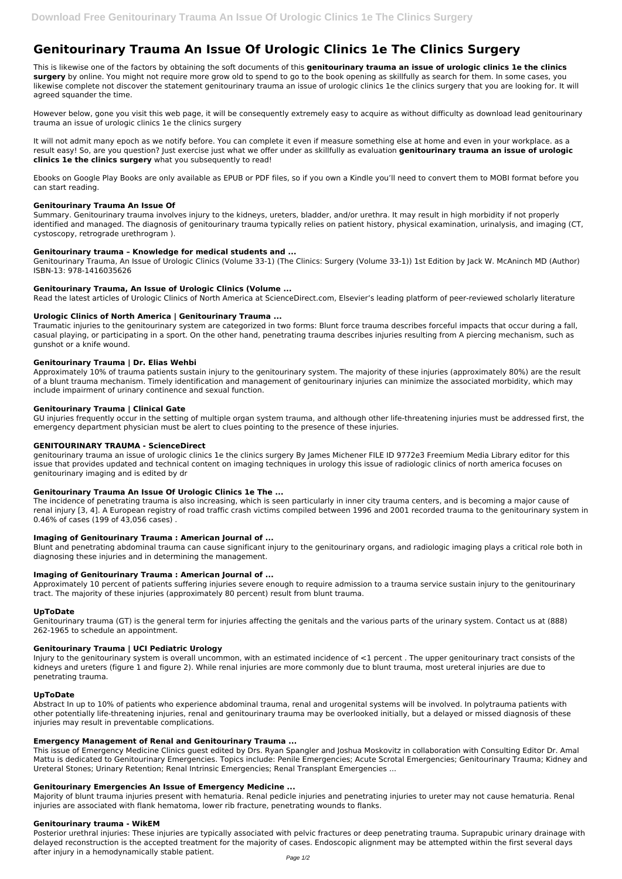# Genitourinary Trauma An Issue Of Urologic Clinics 1e The Clinics Surgery

This is likewise one of the factors by obtaining the soft documents of this **genitourinary trauma an issue of urologic clinics 1e the clinics surgery** by online. You might not require more grow old to spend to go to the book opening as skillfully as search for them. In some cases, you likewise complete not discover the statement genitourinary trauma an issue of urologic clinics 1e the clinics surgery that you are looking for. It will agreed squander the time.

However below, gone you visit this web page, it will be consequently extremely easy to acquire as without difficulty as download lead genitourinary trauma an issue of urologic clinics 1e the clinics surgery

It will not admit many epoch as we notify before. You can complete it even if measure something else at home and even in your workplace. as a result easy! So, are you question? Just exercise just what we offer under as skillfully as evaluation **genitourinary trauma an issue of urologic clinics 1e the clinics surgery** what you subsequently to read!

Ebooks on Google Play Books are only available as EPUB or PDF files, so if you own a Kindle you'll need to convert them to MOBI format before you can start reading.

### Genitourinary Trauma An Issue Of

Summary. Genitourinary trauma involves injury to the kidneys, ureters, bladder, and/or urethra. It may result in high morbidity if not properly identified and managed. The diagnosis of genitourinary trauma typically relies on patient history, physical examination, urinalysis, and imaging (CT, cystoscopy, retrograde urethrogram ).

### Genitourinary trauma – Knowledge for medical students and ...

Genitourinary Trauma, An Issue of Urologic Clinics (Volume 33-1) (The Clinics: Surgery (Volume 33-1)) 1st Edition by Jack W. McAninch MD (Author) ISBN-13: 978-1416035626

### Genitourinary Trauma, An Issue of Urologic Clinics (Volume ...

Read the latest articles of Urologic Clinics of North America at ScienceDirect.com, Elsevier's leading platform of peer-reviewed scholarly literature

### Urologic Clinics of North America | Genitourinary Trauma ...

Traumatic injuries to the genitourinary system are categorized in two forms: Blunt force trauma describes forceful impacts that occur during a fall, casual playing, or participating in a sport. On the other hand, penetrating trauma describes injuries resulting from A piercing mechanism, such as gunshot or a knife wound.

### Genitourinary Trauma | Dr. Elias Wehbi

Approximately 10% of trauma patients sustain injury to the genitourinary system. The majority of these injuries (approximately 80%) are the result of a blunt trauma mechanism. Timely identification and management of genitourinary injuries can minimize the associated morbidity, which may include impairment of urinary continence and sexual function.

### Genitourinary Trauma | Clinical Gate

GU injuries frequently occur in the setting of multiple organ system trauma, and although other life-threatening injuries must be addressed first, the emergency department physician must be alert to clues pointing to the presence of these injuries.

### GENITOURINARY TRAUMA - ScienceDirect

genitourinary trauma an issue of urologic clinics 1e the clinics surgery By James Michener FILE ID 9772e3 Freemium Media Library editor for this issue that provides updated and technical content on imaging techniques in urology this issue of radiologic clinics of north america focuses on genitourinary imaging and is edited by dr

### Genitourinary Trauma An Issue Of Urologic Clinics 1e The ...

The incidence of penetrating trauma is also increasing, which is seen particularly in inner city trauma centers, and is becoming a major cause of renal injury [3, 4]. A European registry of road traffic crash victims compiled between 1996 and 2001 recorded trauma to the genitourinary system in 0.46% of cases (199 of 43,056 cases) .

### Imaging of Genitourinary Trauma : American Journal of ...

Blunt and penetrating abdominal trauma can cause significant injury to the genitourinary organs, and radiologic imaging plays a critical role both in diagnosing these injuries and in determining the management.

### Imaging of Genitourinary Trauma : American Journal of ...

Approximately 10 percent of patients suffering injuries severe enough to require admission to a trauma service sustain injury to the genitourinary tract. The majority of these injuries (approximately 80 percent) result from blunt trauma.

### UpToDate

Genitourinary trauma (GT) is the general term for injuries affecting the genitals and the various parts of the urinary system. Contact us at (888) 262-1965 to schedule an appointment.

### Genitourinary Trauma | UCI Pediatric Urology

Injury to the genitourinary system is overall uncommon, with an estimated incidence of <1 percent . The upper genitourinary tract consists of the kidneys and ureters (figure 1 and figure 2). While renal injuries are more commonly due to blunt trauma, most ureteral injuries are due to penetrating trauma.

### UpToDate

Abstract In up to 10% of patients who experience abdominal trauma, renal and urogenital systems will be involved. In polytrauma patients with other potentially life-threatening injuries, renal and genitourinary trauma may be overlooked initially, but a delayed or missed diagnosis of these injuries may result in preventable complications.

### Emergency Management of Renal and Genitourinary Trauma ...

This issue of Emergency Medicine Clinics guest edited by Drs. Ryan Spangler and Joshua Moskovitz in collaboration with Consulting Editor Dr. Amal Mattu is dedicated to Genitourinary Emergencies. Topics include: Penile Emergencies; Acute Scrotal Emergencies; Genitourinary Trauma; Kidney and Ureteral Stones; Urinary Retention; Renal Intrinsic Emergencies; Renal Transplant Emergencies ...

### Genitourinary Emergencies An Issue of Emergency Medicine ...

Majority of blunt trauma injuries present with hematuria. Renal pedicle injuries and penetrating injuries to ureter may not cause hematuria. Renal injuries are associated with flank hematoma, lower rib fracture, penetrating wounds to flanks.

### Genitourinary trauma - WikEM

Posterior urethral injuries: These injuries are typically associated with pelvic fractures or deep penetrating trauma. Suprapubic urinary drainage with delayed reconstruction is the accepted treatment for the majority of cases. Endoscopic alignment may be attempted within the first several days after injury in a hemodynamically stable patient.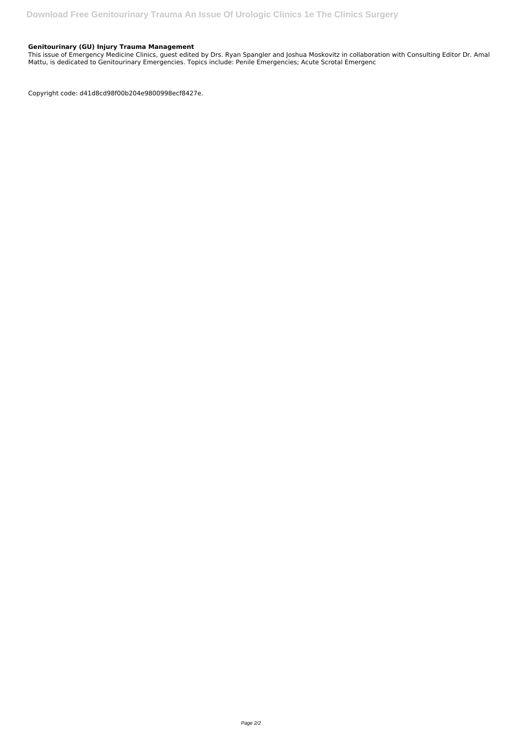**Genitourinary (GU) Injury Trauma Management**

This issue of Emergency Medicine Clinics, guest edited by Drs. Ryan Spangler and Joshua Moskovitz in collaboration with Consulting Editor Dr. Amal Mattu, is dedicated to Genitourinary Emergencies. Topics include: Penile Emergencies; Acute Scrotal Emergenc

Copyright code: d41d8cd98f00b204e9800998ecf8427e.